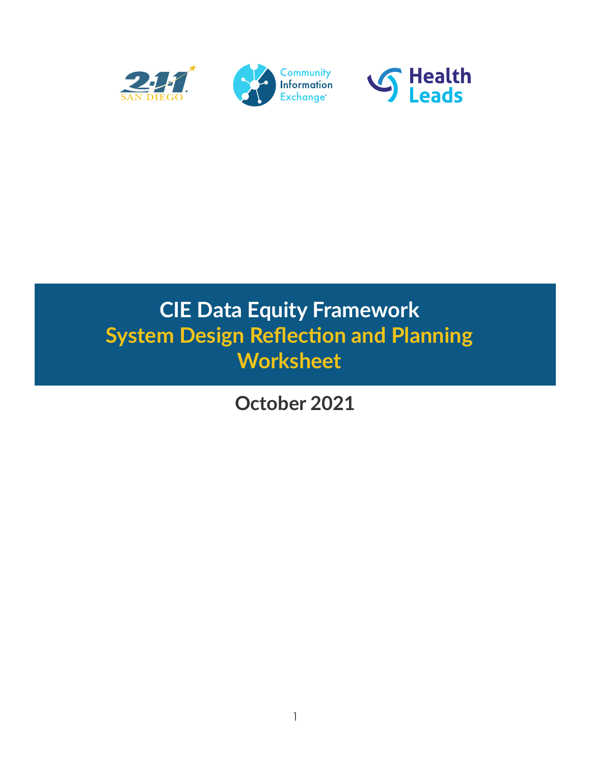# CIE Data Equity Framework

## System Design Reflection and Planning Worksheet

**October 2021**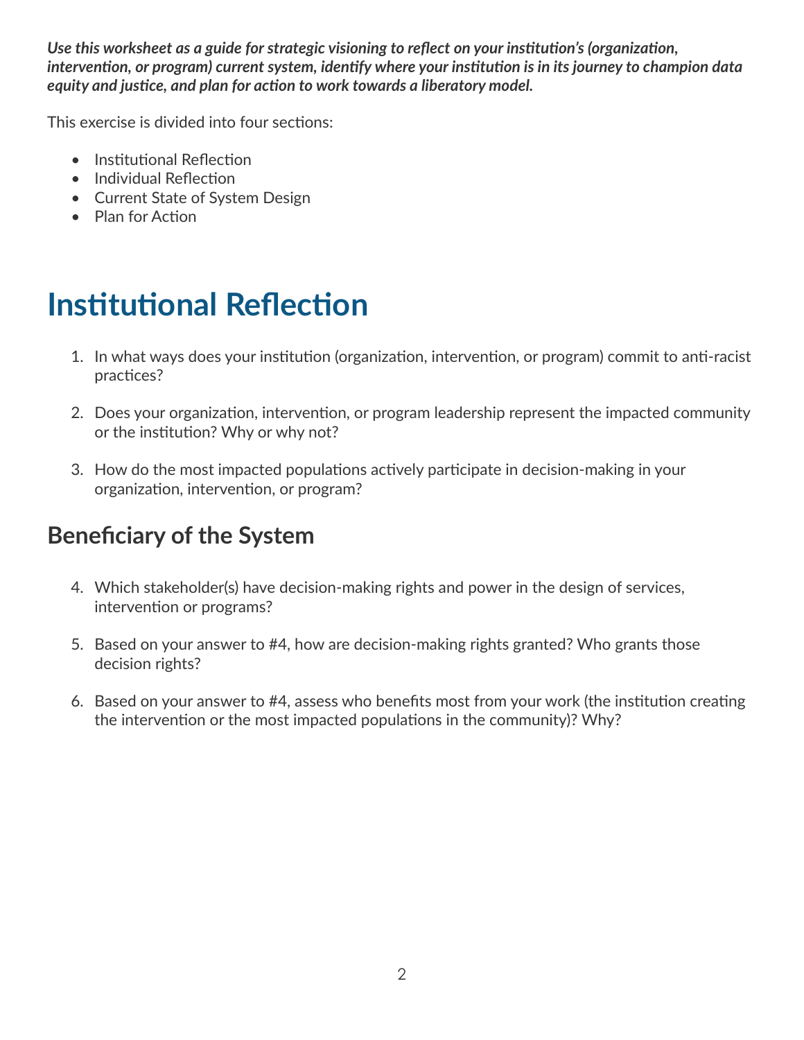***Use this worksheet as a guide for strategic visioning to reflect on your institution's (organization, intervention, or program) current system, identify where your institution is in its journey to champion data equity and justice, and plan for action to work towards a liberatory model.***

This exercise is divided into four sections:

- Institutional Reflection
- Individual Reflection
- Current State of System Design
- Plan for Action

# Institutional Reflection

1. In what ways does your institution (organization, intervention, or program) commit to anti-racist practices?
2. Does your organization, intervention, or program leadership represent the impacted community or the institution? Why or why not?
3. How do the most impacted populations actively participate in decision-making in your organization, intervention, or program?

## Beneficiary of the System

4. Which stakeholder(s) have decision-making rights and power in the design of services, intervention or programs?
5. Based on your answer to #4, how are decision-making rights granted? Who grants those decision rights?
6. Based on your answer to #4, assess who benefits most from your work (the institution creating the intervention or the most impacted populations in the community)? Why?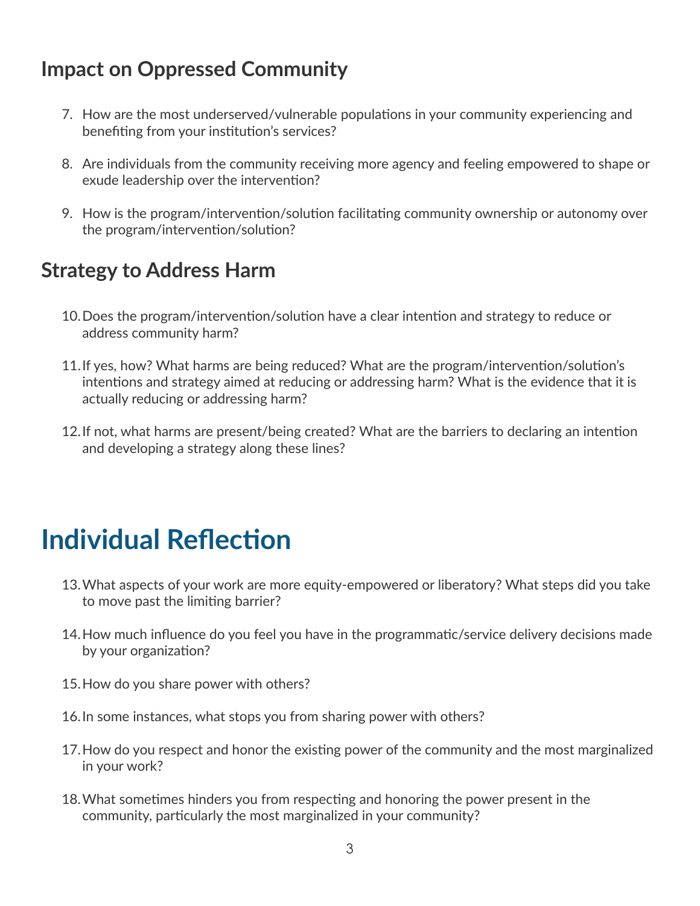### Impact on Oppressed Community

7. How are the most underserved/vulnerable populations in your community experiencing and benefiting from your institution's services?

8. Are individuals from the community receiving more agency and feeling empowered to shape or exude leadership over the intervention?

9. How is the program/intervention/solution facilitating community ownership or autonomy over the program/intervention/solution?

### Strategy to Address Harm

10. Does the program/intervention/solution have a clear intention and strategy to reduce or address community harm?

11. If yes, how? What harms are being reduced? What are the program/intervention/solution's intentions and strategy aimed at reducing or addressing harm? What is the evidence that it is actually reducing or addressing harm?

12. If not, what harms are present/being created? What are the barriers to declaring an intention and developing a strategy along these lines?

## Individual Reflection

13. What aspects of your work are more equity-empowered or liberatory? What steps did you take to move past the limiting barrier?

14. How much influence do you feel you have in the programmatic/service delivery decisions made by your organization?

15. How do you share power with others?

16. In some instances, what stops you from sharing power with others?

17. How do you respect and honor the existing power of the community and the most marginalized in your work?

18. What sometimes hinders you from respecting and honoring the power present in the community, particularly the most marginalized in your community?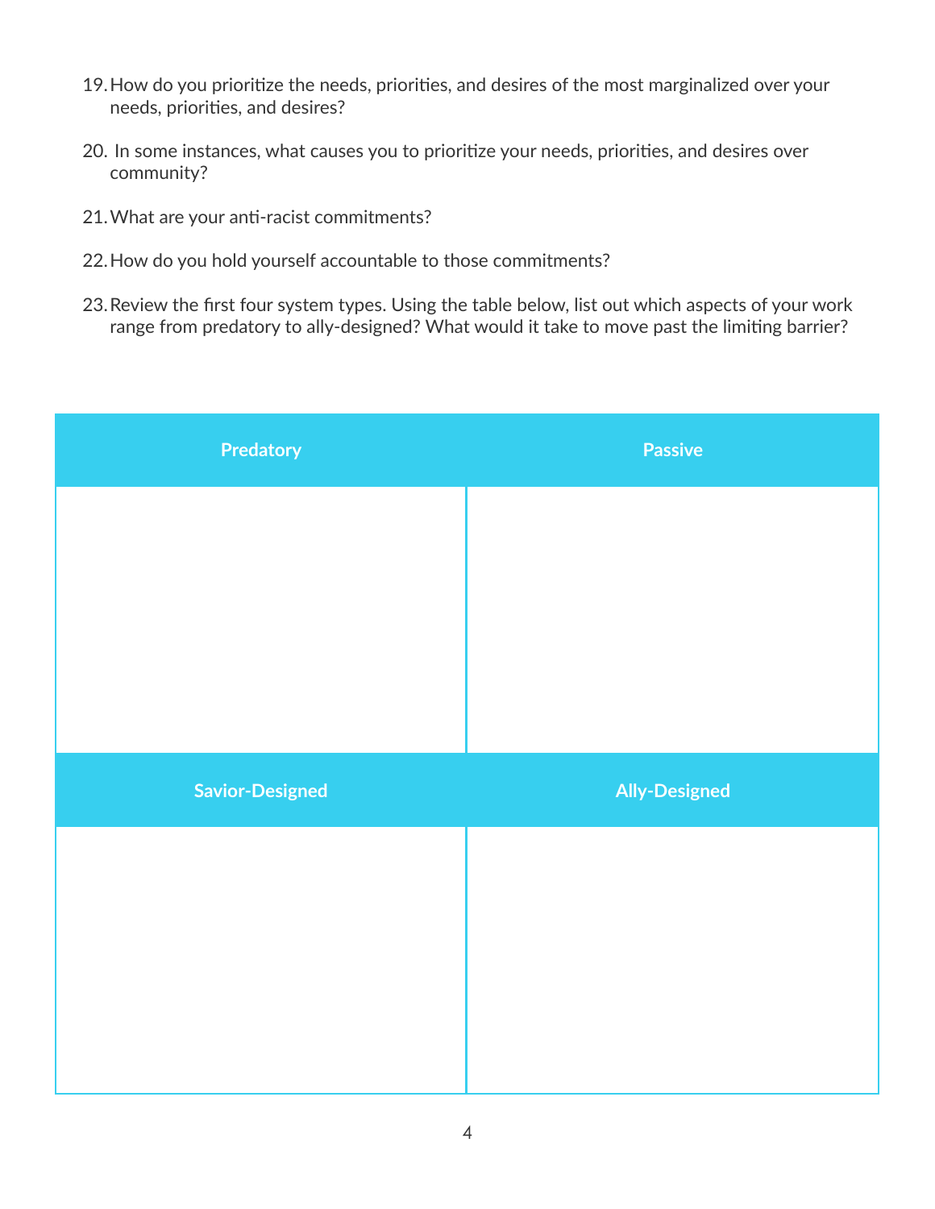19. How do you prioritize the needs, priorities, and desires of the most marginalized over your needs, priorities, and desires?

20. In some instances, what causes you to prioritize your needs, priorities, and desires over community?

21. What are your anti-racist commitments?

22. How do you hold yourself accountable to those commitments?

23. Review the first four system types. Using the table below, list out which aspects of your work range from predatory to ally-designed? What would it take to move past the limiting barrier?

| Predatory | Passive |
| --- | --- |
| | |
| **Savior-Designed** | **Ally-Designed** |
| | |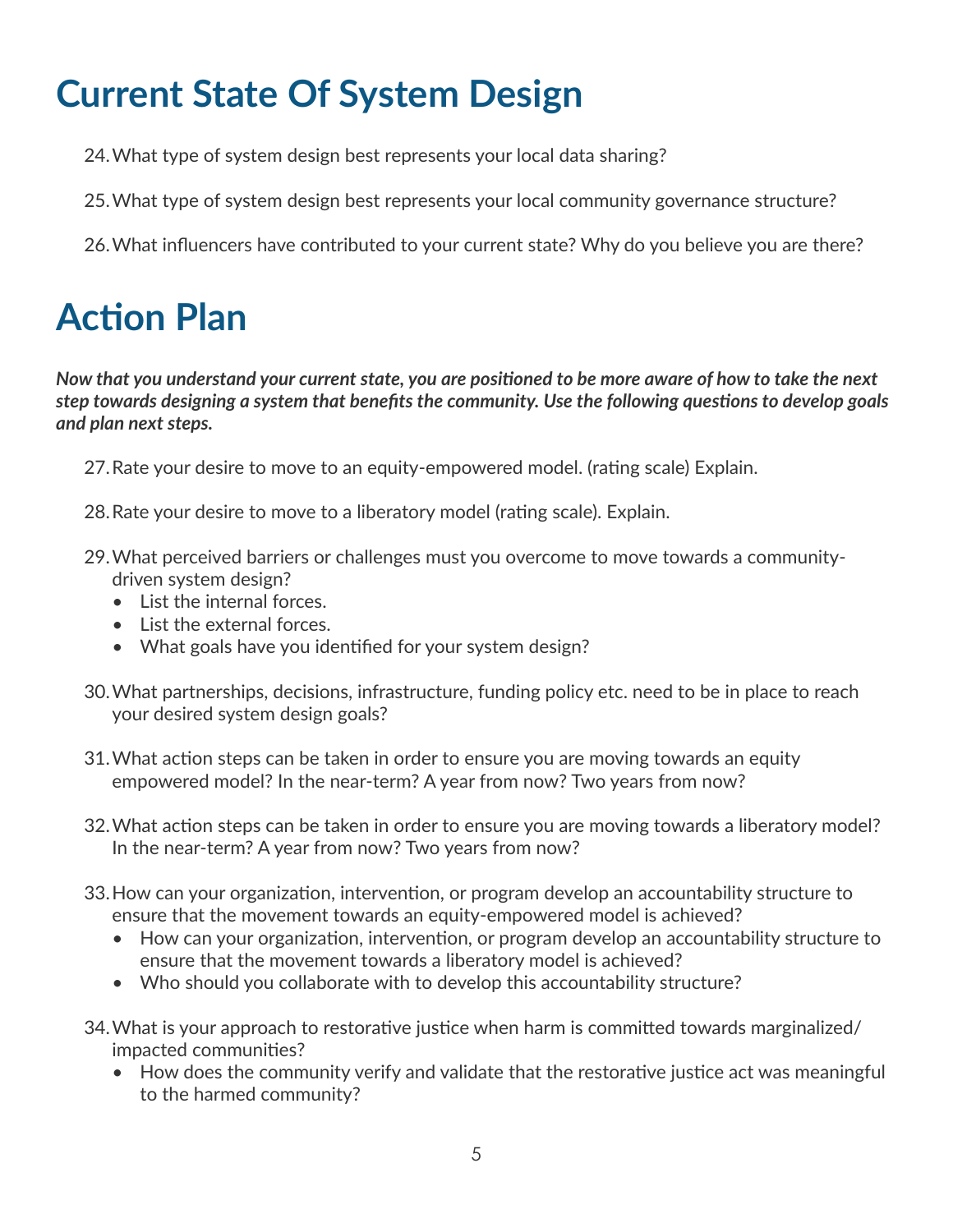# Current State Of System Design

24. What type of system design best represents your local data sharing?

25. What type of system design best represents your local community governance structure?

26. What influencers have contributed to your current state? Why do you believe you are there?

# Action Plan

***Now that you understand your current state, you are positioned to be more aware of how to take the next step towards designing a system that benefits the community. Use the following questions to develop goals and plan next steps.***

27. Rate your desire to move to an equity-empowered model. (rating scale) Explain.

28. Rate your desire to move to a liberatory model (rating scale). Explain.

29. What perceived barriers or challenges must you overcome to move towards a community-driven system design?
    - List the internal forces.
    - List the external forces.
    - What goals have you identified for your system design?

30. What partnerships, decisions, infrastructure, funding policy etc. need to be in place to reach your desired system design goals?

31. What action steps can be taken in order to ensure you are moving towards an equity empowered model? In the near-term? A year from now? Two years from now?

32. What action steps can be taken in order to ensure you are moving towards a liberatory model? In the near-term? A year from now? Two years from now?

33. How can your organization, intervention, or program develop an accountability structure to ensure that the movement towards an equity-empowered model is achieved?
    - How can your organization, intervention, or program develop an accountability structure to ensure that the movement towards a liberatory model is achieved?
    - Who should you collaborate with to develop this accountability structure?

34. What is your approach to restorative justice when harm is committed towards marginalized/impacted communities?
    - How does the community verify and validate that the restorative justice act was meaningful to the harmed community?